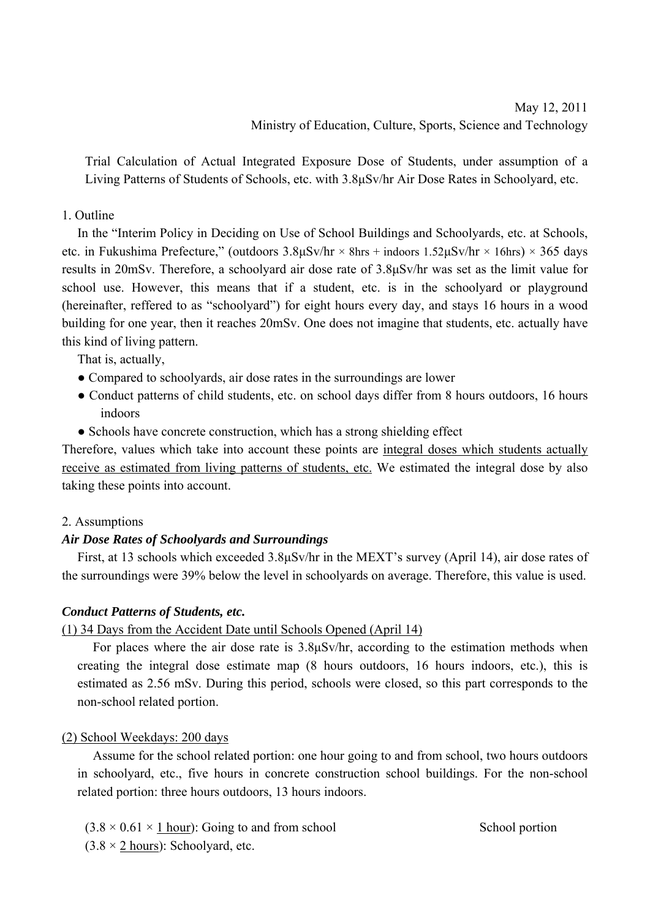May 12, 2011

Ministry of Education, Culture, Sports, Science and Technology

Trial Calculation of Actual Integrated Exposure Dose of Students, under assumption of a Living Patterns of Students of Schools, etc. with 3.8μSv/hr Air Dose Rates in Schoolyard, etc.

## 1. Outline

In the "Interim Policy in Deciding on Use of School Buildings and Schoolyards, etc. at Schools, etc. in Fukushima Prefecture," (outdoors 3.8μSv/hr × 8hrs + indoors 1.52μSv/hr × 16hrs) × 365 days results in 20mSv. Therefore, a schoolyard air dose rate of 3.8μSv/hr was set as the limit value for school use. However, this means that if a student, etc. is in the schoolyard or playground (hereinafter, reffered to as "schoolyard") for eight hours every day, and stays 16 hours in a wood building for one year, then it reaches 20mSv. One does not imagine that students, etc. actually have this kind of living pattern.

That is, actually,

- Compared to schoolyards, air dose rates in the surroundings are lower
- Conduct patterns of child students, etc. on school days differ from 8 hours outdoors, 16 hours indoors
- Schools have concrete construction, which has a strong shielding effect

Therefore, values which take into account these points are integral doses which students actually receive as estimated from living patterns of students, etc. We estimated the integral dose by also taking these points into account.

## 2. Assumptions

***Air Dose Rates of Schoolyards and Surroundings***

First, at 13 schools which exceeded 3.8μSv/hr in the MEXT's survey (April 14), air dose rates of the surroundings were 39% below the level in schoolyards on average. Therefore, this value is used.

***Conduct Patterns of Students, etc.***

(1) 34 Days from the Accident Date until Schools Opened (April 14)

For places where the air dose rate is 3.8μSv/hr, according to the estimation methods when creating the integral dose estimate map (8 hours outdoors, 16 hours indoors, etc.), this is estimated as 2.56 mSv. During this period, schools were closed, so this part corresponds to the non-school related portion.

(2) School Weekdays: 200 days

Assume for the school related portion: one hour going to and from school, two hours outdoors in schoolyard, etc., five hours in concrete construction school buildings. For the non-school related portion: three hours outdoors, 13 hours indoors.

(3.8 × 0.61 × 1 hour): Going to and from school　　　　School portion

(3.8 × 2 hours): Schoolyard, etc.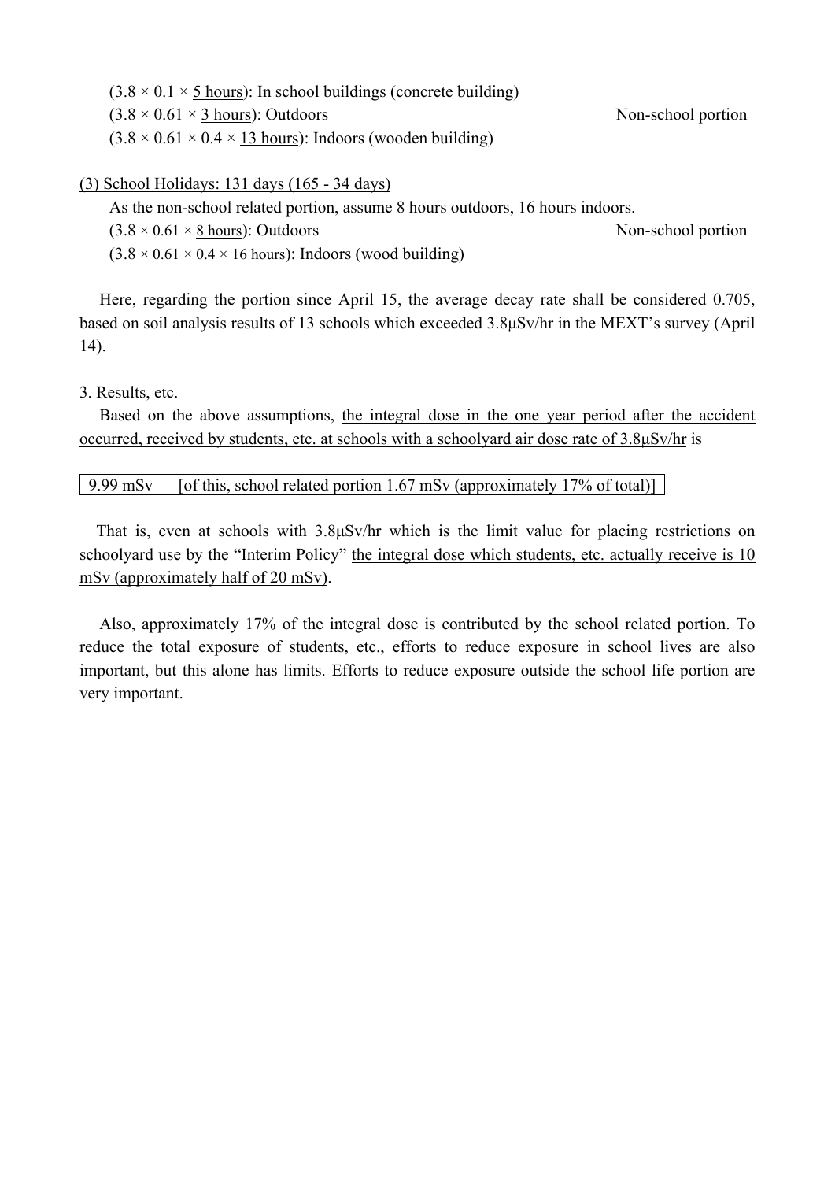$(3.8 \times 0.1 \times$ 5 hours): In school buildings (concrete building)

$(3.8 \times 0.61 \times$ 3 hours): Outdoors — Non-school portion

$(3.8 \times 0.61 \times 0.4 \times$ 13 hours): Indoors (wooden building)

(3) School Holidays: 131 days (165 - 34 days)

As the non-school related portion, assume 8 hours outdoors, 16 hours indoors.

$(3.8 \times 0.61 \times$ 8 hours): Outdoors — Non-school portion

$(3.8 \times 0.61 \times 0.4 \times$ 16 hours): Indoors (wood building)

Here, regarding the portion since April 15, the average decay rate shall be considered 0.705, based on soil analysis results of 13 schools which exceeded 3.8μSv/hr in the MEXT's survey (April 14).

3. Results, etc.

Based on the above assumptions, the integral dose in the one year period after the accident occurred, received by students, etc. at schools with a schoolyard air dose rate of 3.8μSv/hr is

| 9.99 mSv [of this, school related portion 1.67 mSv (approximately 17% of total)] |
|---|

That is, even at schools with 3.8μSv/hr which is the limit value for placing restrictions on schoolyard use by the "Interim Policy" the integral dose which students, etc. actually receive is 10 mSv (approximately half of 20 mSv).

Also, approximately 17% of the integral dose is contributed by the school related portion. To reduce the total exposure of students, etc., efforts to reduce exposure in school lives are also important, but this alone has limits. Efforts to reduce exposure outside the school life portion are very important.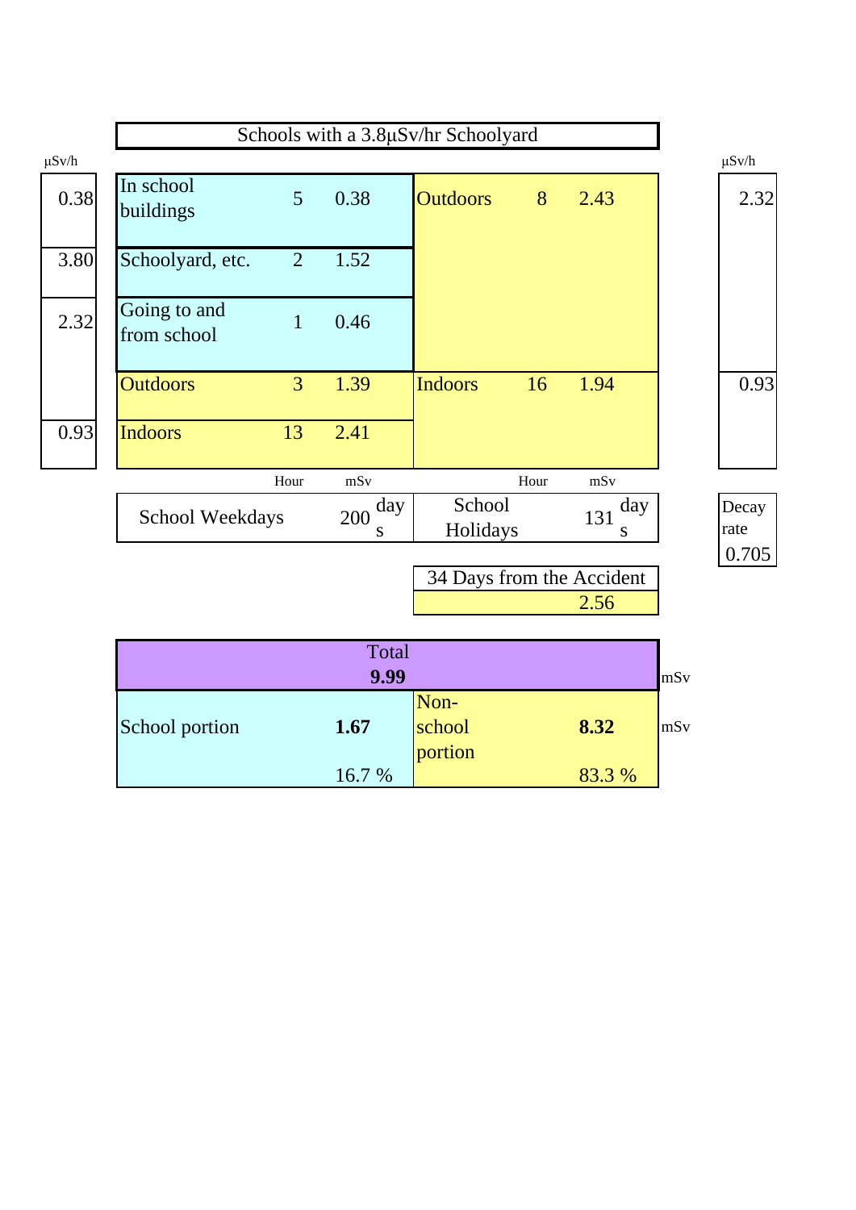## Schools with a 3.8μSv/hr Schoolyard

| μSv/h | School Weekdays | Hour | mSv | School Holidays | Hour | mSv | μSv/h |
|---|---|---|---|---|---|---|---|
| 0.38 | In school buildings | 5 | 0.38 | Outdoors | 8 | 2.43 | 2.32 |
| 3.80 | Schoolyard, etc. | 2 | 1.52 | | | | |
| 2.32 | Going to and from school | 1 | 0.46 | | | | |
| | Outdoors | 3 | 1.39 | Indoors | 16 | 1.94 | 0.93 |
| 0.93 | Indoors | 13 | 2.41 | | | | |
| | School Weekdays | 200 days | | School Holidays | 131 days | | Decay rate 0.705 |

| 34 Days from the Accident |
|---|
| 2.56 |

| Total | | | |
|---|---|---|---|
| **9.99** mSv | | | |
| School portion | **1.67** mSv | Non-school portion | **8.32** mSv |
| | 16.7 % | | 83.3 % |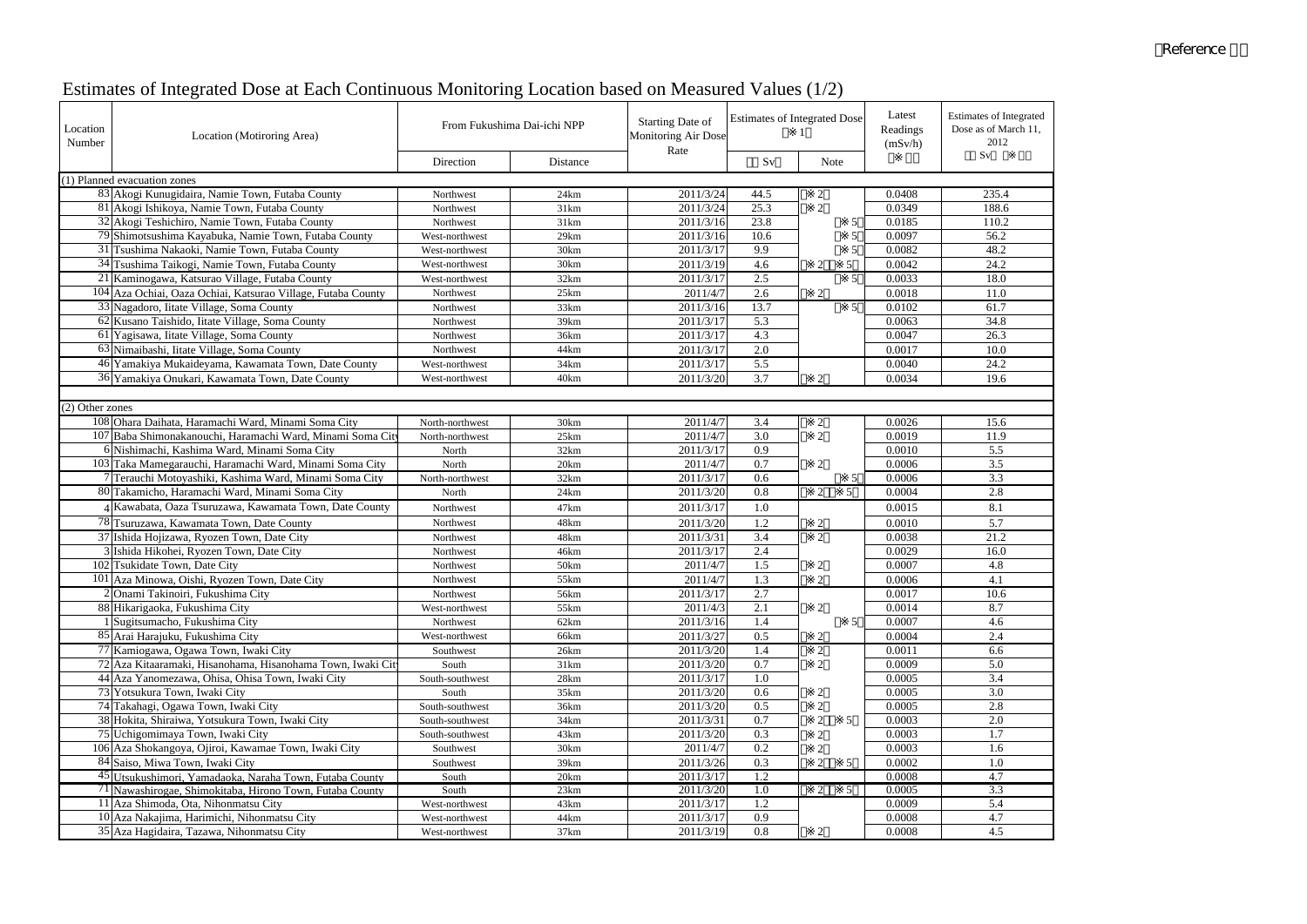（Reference 2）

# Estimates of Integrated Dose at Each Continuous Monitoring Location based on Measured Values (1/2)

| Location Number | Location (Motiroring Area) | From Fukushima Dai-ichi NPP | | Starting Date of Monitoring Air Dose Rate | Estimates of Integrated Dose ※1 | | Latest Readings (mSv/h) ※3 | Estimates of Integrated Dose as of March 11, 2012 (mSv) ※4 |
|---|---|---|---|---|---|---|---|---|
| | | Direction | Distance | | (mSv) | Note | | |
| (1) Planned evacuation zones | | | | | | | | |
| 83 | Akogi Kunugidaira, Namie Town, Futaba County | Northwest | 24km | 2011/3/24 | 44.5 | ※2 | 0.0408 | 235.4 |
| 81 | Akogi Ishikoya, Namie Town, Futaba County | Northwest | 31km | 2011/3/24 | 25.3 | ※2 | 0.0349 | 188.6 |
| 32 | Akogi Teshichiro, Namie Town, Futaba County | Northwest | 31km | 2011/3/16 | 23.8 | ※5 | 0.0185 | 110.2 |
| 79 | Shimotsushima Kayabuka, Namie Town, Futaba County | West-northwest | 29km | 2011/3/16 | 10.6 | ※5 | 0.0097 | 56.2 |
| 31 | Tsushima Nakaoki, Namie Town, Futaba County | West-northwest | 30km | 2011/3/17 | 9.9 | ※5 | 0.0082 | 48.2 |
| 34 | Tsushima Taikogi, Namie Town, Futaba County | West-northwest | 30km | 2011/3/19 | 4.6 | ※2 ※5 | 0.0042 | 24.2 |
| 21 | Kaminogawa, Katsurao Village, Futaba County | West-northwest | 32km | 2011/3/17 | 2.5 | ※5 | 0.0033 | 18.0 |
| 104 | Aza Ochiai, Oaza Ochiai, Katsurao Village, Futaba County | Northwest | 25km | 2011/4/7 | 2.6 | ※2 | 0.0018 | 11.0 |
| 33 | Nagadoro, Iitate Village, Soma County | Northwest | 33km | 2011/3/16 | 13.7 | ※5 | 0.0102 | 61.7 |
| 62 | Kusano Taishido, Iitate Village, Soma County | Northwest | 39km | 2011/3/17 | 5.3 | | 0.0063 | 34.8 |
| 61 | Yagisawa, Iitate Village, Soma County | Northwest | 36km | 2011/3/17 | 4.3 | | 0.0047 | 26.3 |
| 63 | Nimaibashi, Iitate Village, Soma County | Northwest | 44km | 2011/3/17 | 2.0 | | 0.0017 | 10.0 |
| 46 | Yamakiya Mukaideyama, Kawamata Town, Date County | West-northwest | 34km | 2011/3/17 | 5.5 | | 0.0040 | 24.2 |
| 36 | Yamakiya Onukari, Kawamata Town, Date County | West-northwest | 40km | 2011/3/20 | 3.7 | ※2 | 0.0034 | 19.6 |
| (2) Other zones | | | | | | | | |
| 108 | Ohara Daihata, Haramachi Ward, Minami Soma City | North-northwest | 30km | 2011/4/7 | 3.4 | ※2 | 0.0026 | 15.6 |
| 107 | Baba Shimonakanouchi, Haramachi Ward, Minami Soma City | North-northwest | 25km | 2011/4/7 | 3.0 | ※2 | 0.0019 | 11.9 |
| 6 | Nishimachi, Kashima Ward, Minami Soma City | North | 32km | 2011/3/17 | 0.9 | | 0.0010 | 5.5 |
| 103 | Taka Mamegarauchi, Haramachi Ward, Minami Soma City | North | 20km | 2011/4/7 | 0.7 | ※2 | 0.0006 | 3.5 |
| 7 | Terauchi Motoyashiki, Kashima Ward, Minami Soma City | North-northwest | 32km | 2011/3/17 | 0.6 | ※5 | 0.0006 | 3.3 |
| 80 | Takamicho, Haramachi Ward, Minami Soma City | North | 24km | 2011/3/20 | 0.8 | ※2 ※5 | 0.0004 | 2.8 |
| 4 | Kawabata, Oaza Tsuruzawa, Kawamata Town, Date County | Northwest | 47km | 2011/3/17 | 1.0 | | 0.0015 | 8.1 |
| 78 | Tsuruzawa, Kawamata Town, Date County | Northwest | 48km | 2011/3/20 | 1.2 | ※2 | 0.0010 | 5.7 |
| 37 | Ishida Hojizawa, Ryozen Town, Date City | Northwest | 48km | 2011/3/31 | 3.4 | ※2 | 0.0038 | 21.2 |
| 3 | Ishida Hikohei, Ryozen Town, Date City | Northwest | 46km | 2011/3/17 | 2.4 | | 0.0029 | 16.0 |
| 102 | Tsukidate Town, Date City | Northwest | 50km | 2011/4/7 | 1.5 | ※2 | 0.0007 | 4.8 |
| 101 | Aza Minowa, Oishi, Ryozen Town, Date City | Northwest | 55km | 2011/4/7 | 1.3 | ※2 | 0.0006 | 4.1 |
| 2 | Onami Takinoiri, Fukushima City | Northwest | 56km | 2011/3/17 | 2.7 | | 0.0017 | 10.6 |
| 88 | Hikarigaoka, Fukushima City | West-northwest | 55km | 2011/4/3 | 2.1 | ※2 | 0.0014 | 8.7 |
| 1 | Sugitsumacho, Fukushima City | Northwest | 62km | 2011/3/16 | 1.4 | ※5 | 0.0007 | 4.6 |
| 85 | Arai Harajuku, Fukushima City | West-northwest | 66km | 2011/3/27 | 0.5 | ※2 | 0.0004 | 2.4 |
| 77 | Kamiogawa, Ogawa Town, Iwaki City | Southwest | 26km | 2011/3/20 | 1.4 | ※2 | 0.0011 | 6.6 |
| 72 | Aza Kitaaramaki, Hisanohama, Hisanohama Town, Iwaki City | South | 31km | 2011/3/20 | 0.7 | ※2 | 0.0009 | 5.0 |
| 44 | Aza Yanomezawa, Ohisa, Ohisa Town, Iwaki City | South-southwest | 28km | 2011/3/17 | 1.0 | | 0.0005 | 3.4 |
| 73 | Yotsukura Town, Iwaki City | South | 35km | 2011/3/20 | 0.6 | ※2 | 0.0005 | 3.0 |
| 74 | Takahagi, Ogawa Town, Iwaki City | South-southwest | 36km | 2011/3/20 | 0.5 | ※2 | 0.0005 | 2.8 |
| 38 | Hokita, Shiraiwa, Yotsukura Town, Iwaki City | South-southwest | 34km | 2011/3/31 | 0.7 | ※2 ※5 | 0.0003 | 2.0 |
| 75 | Uchigomimaya Town, Iwaki City | South-southwest | 43km | 2011/3/20 | 0.3 | ※2 | 0.0003 | 1.7 |
| 106 | Aza Shokangoya, Ojiroi, Kawamae Town, Iwaki City | Southwest | 30km | 2011/4/7 | 0.2 | ※2 | 0.0003 | 1.6 |
| 84 | Saiso, Miwa Town, Iwaki City | Southwest | 39km | 2011/3/26 | 0.3 | ※2 ※5 | 0.0002 | 1.0 |
| 45 | Utsukushimori, Yamadaoka, Naraha Town, Futaba County | South | 20km | 2011/3/17 | 1.2 | | 0.0008 | 4.7 |
| 71 | Nawashirogae, Shimokitaba, Hirono Town, Futaba County | South | 23km | 2011/3/20 | 1.0 | ※2 ※5 | 0.0005 | 3.3 |
| 11 | Aza Shimoda, Ota, Nihonmatsu City | West-northwest | 43km | 2011/3/17 | 1.2 | | 0.0009 | 5.4 |
| 10 | Aza Nakajima, Harimichi, Nihonmatsu City | West-northwest | 44km | 2011/3/17 | 0.9 | | 0.0008 | 4.7 |
| 35 | Aza Hagidaira, Tazawa, Nihonmatsu City | West-northwest | 37km | 2011/3/19 | 0.8 | ※2 | 0.0008 | 4.5 |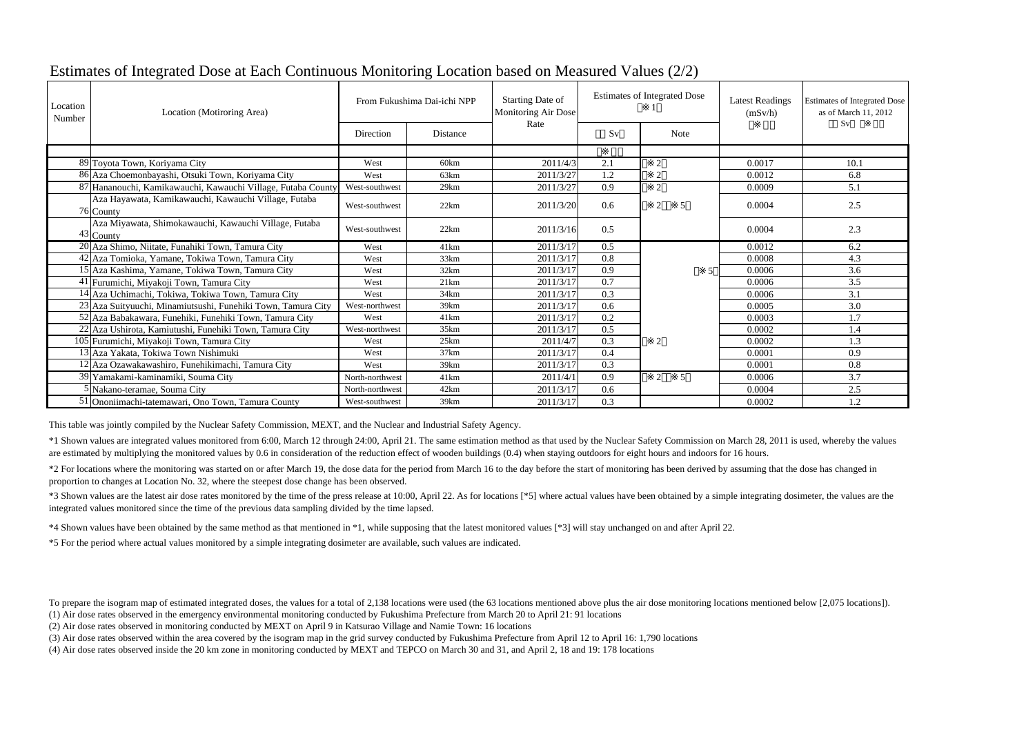# Estimates of Integrated Dose at Each Continuous Monitoring Location based on Measured Values (2/2)

| Location Number | Location (Motiroring Area) | From Fukushima Dai-ichi NPP | | Starting Date of Monitoring Air Dose Rate | Estimates of Integrated Dose (※1) | | Latest Readings (mSv/h) (※3) | Estimates of Integrated Dose as of March 11, 2012 (mSv) (※4) |
|---|---|---|---|---|---|---|---|---|
| | | Direction | Distance | | (mSv) | Note | | |
| | | | | | (※5) | | | |
| 89 | Toyota Town, Koriyama City | West | 60km | 2011/4/3 | 2.1 | (※2) | 0.0017 | 10.1 |
| 86 | Aza Choemonbayashi, Otsuki Town, Koriyama City | West | 63km | 2011/3/27 | 1.2 | (※2) | 0.0012 | 6.8 |
| 87 | Hananouchi, Kamikawauchi, Kawauchi Village, Futaba County | West-southwest | 29km | 2011/3/27 | 0.9 | (※2) | 0.0009 | 5.1 |
| 76 | Aza Hayawata, Kamikawauchi, Kawauchi Village, Futaba County | West-southwest | 22km | 2011/3/20 | 0.6 | (※2)(※5) | 0.0004 | 2.5 |
| 43 | Aza Miyawata, Shimokawauchi, Kawauchi Village, Futaba County | West-southwest | 22km | 2011/3/16 | 0.5 | | 0.0004 | 2.3 |
| 20 | Aza Shimo, Niitate, Funahiki Town, Tamura City | West | 41km | 2011/3/17 | 0.5 | (※5) | 0.0012 | 6.2 |
| 42 | Aza Tomioka, Yamane, Tokiwa Town, Tamura City | West | 33km | 2011/3/17 | 0.8 | | 0.0008 | 4.3 |
| 15 | Aza Kashima, Yamane, Tokiwa Town, Tamura City | West | 32km | 2011/3/17 | 0.9 | | 0.0006 | 3.6 |
| 41 | Furumichi, Miyakoji Town, Tamura City | West | 21km | 2011/3/17 | 0.7 | | 0.0006 | 3.5 |
| 14 | Aza Uchimachi, Tokiwa, Tokiwa Town, Tamura City | West | 34km | 2011/3/17 | 0.3 | | 0.0006 | 3.1 |
| 23 | Aza Suityuuchi, Minamiutsushi, Funehiki Town, Tamura City | West-northwest | 39km | 2011/3/17 | 0.6 | | 0.0005 | 3.0 |
| 52 | Aza Babakawara, Funehiki, Funehiki Town, Tamura City | West | 41km | 2011/3/17 | 0.2 | | 0.0003 | 1.7 |
| 22 | Aza Ushirota, Kamiutushi, Funehiki Town, Tamura City | West-northwest | 35km | 2011/3/17 | 0.5 | | 0.0002 | 1.4 |
| 105 | Furumichi, Miyakoji Town, Tamura City | West | 25km | 2011/4/7 | 0.3 | (※2) | 0.0002 | 1.3 |
| 13 | Aza Yakata, Tokiwa Town Nishimuki | West | 37km | 2011/3/17 | 0.4 | | 0.0001 | 0.9 |
| 12 | Aza Ozawakawashiro, Funehikimachi, Tamura City | West | 39km | 2011/3/17 | 0.3 | | 0.0001 | 0.8 |
| 39 | Yamakami-kaminamiki, Souma City | North-northwest | 41km | 2011/4/1 | 0.9 | (※2)(※5) | 0.0006 | 3.7 |
| 5 | Nakano-teramae, Souma City | North-northwest | 42km | 2011/3/17 | 0.6 | | 0.0004 | 2.5 |
| 51 | Ononiimachi-tatemawari, Ono Town, Tamura County | West-southwest | 39km | 2011/3/17 | 0.3 | | 0.0002 | 1.2 |

This table was jointly compiled by the Nuclear Safety Commission, MEXT, and the Nuclear and Industrial Safety Agency.

*1 Shown values are integrated values monitored from 6:00, March 12 through 24:00, April 21. The same estimation method as that used by the Nuclear Safety Commission on March 28, 2011 is used, whereby the values are estimated by multiplying the monitored values by 0.6 in consideration of the reduction effect of wooden buildings (0.4) when staying outdoors for eight hours and indoors for 16 hours.

*2 For locations where the monitoring was started on or after March 19, the dose data for the period from March 16 to the day before the start of monitoring has been derived by assuming that the dose has changed in proportion to changes at Location No. 32, where the steepest dose change has been observed.

*3 Shown values are the latest air dose rates monitored by the time of the press release at 10:00, April 22. As for locations [*5] where actual values have been obtained by a simple integrating dosimeter, the values are the integrated values monitored since the time of the previous data sampling divided by the time lapsed.

*4 Shown values have been obtained by the same method as that mentioned in *1, while supposing that the latest monitored values [*3] will stay unchanged on and after April 22.

*5 For the period where actual values monitored by a simple integrating dosimeter are available, such values are indicated.

To prepare the isogram map of estimated integrated doses, the values for a total of 2,138 locations were used (the 63 locations mentioned above plus the air dose monitoring locations mentioned below [2,075 locations]).

(1) Air dose rates observed in the emergency environmental monitoring conducted by Fukushima Prefecture from March 20 to April 21: 91 locations

(2) Air dose rates observed in monitoring conducted by MEXT on April 9 in Katsurao Village and Namie Town: 16 locations

(3) Air dose rates observed within the area covered by the isogram map in the grid survey conducted by Fukushima Prefecture from April 12 to April 16: 1,790 locations

(4) Air dose rates observed inside the 20 km zone in monitoring conducted by MEXT and TEPCO on March 30 and 31, and April 2, 18 and 19: 178 locations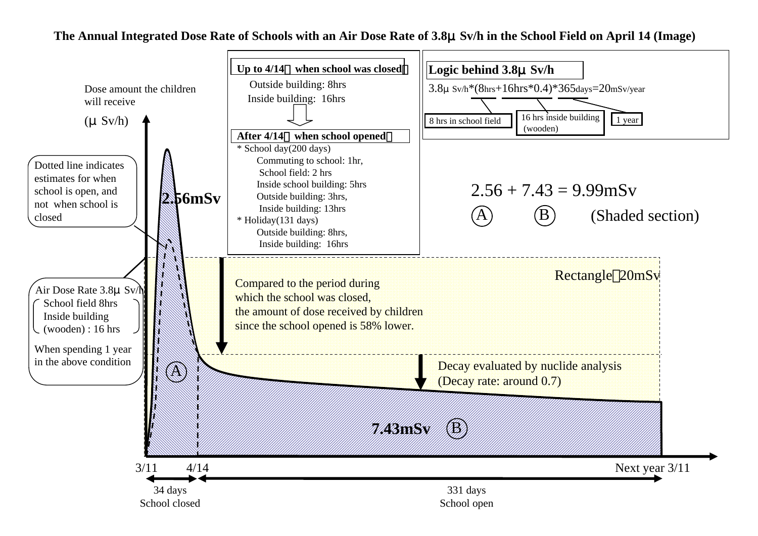# The Annual Integrated Dose Rate of Schools with an Air Dose Rate of 3.8μ Sv/h in the School Field on April 14 (Image)

**Up to 4/14（when school was closed）**

Outside building: 8hrs
Inside building: 16hrs

**After 4/14（when school opened）**

* School day(200 days)
  - Commuting to school: 1hr,
  - School field: 2 hrs
  - Inside school building: 5hrs
  - Outside building: 3hrs,
  - Inside building: 13hrs
* Holiday(131 days)
  - Outside building: 8hrs,
  - Inside building: 16hrs

**Logic behind 3.8μ Sv/h**

3.8μ Sv/h*(8hrs+16hrs*0.4)*365days=20mSv/year

8 hrs in school field

16 hrs inside building (wooden)

1 year

Dose amount the children will receive

(μ Sv/h)

Dotted line indicates estimates for when school is open, and not when school is closed

2.56mSv

2.56 + 7.43 = 9.99mSv

Ⓐ Ⓑ (Shaded section)

Rectangle：20mSv

Air Dose Rate 3.8μ Sv/h

School field 8hrs

Inside building (wooden) : 16 hrs

When spending 1 year in the above condition

Compared to the period during which the school was closed, the amount of dose received by children since the school opened is 58% lower.

Decay evaluated by nuclide analysis (Decay rate: around 0.7)

Ⓐ

7.43mSv Ⓑ

3/11

4/14

Next year 3/11

34 days
School closed

331 days
School open